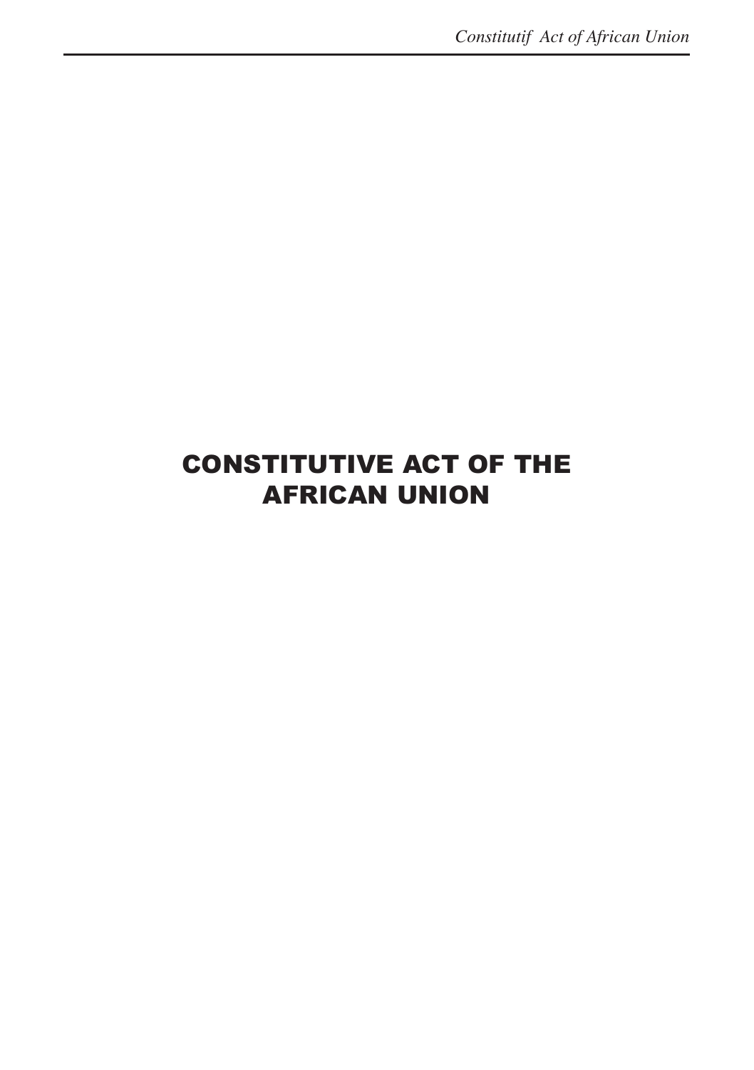# CONSTITUTIVE ACT OF THE AFRICAN UNION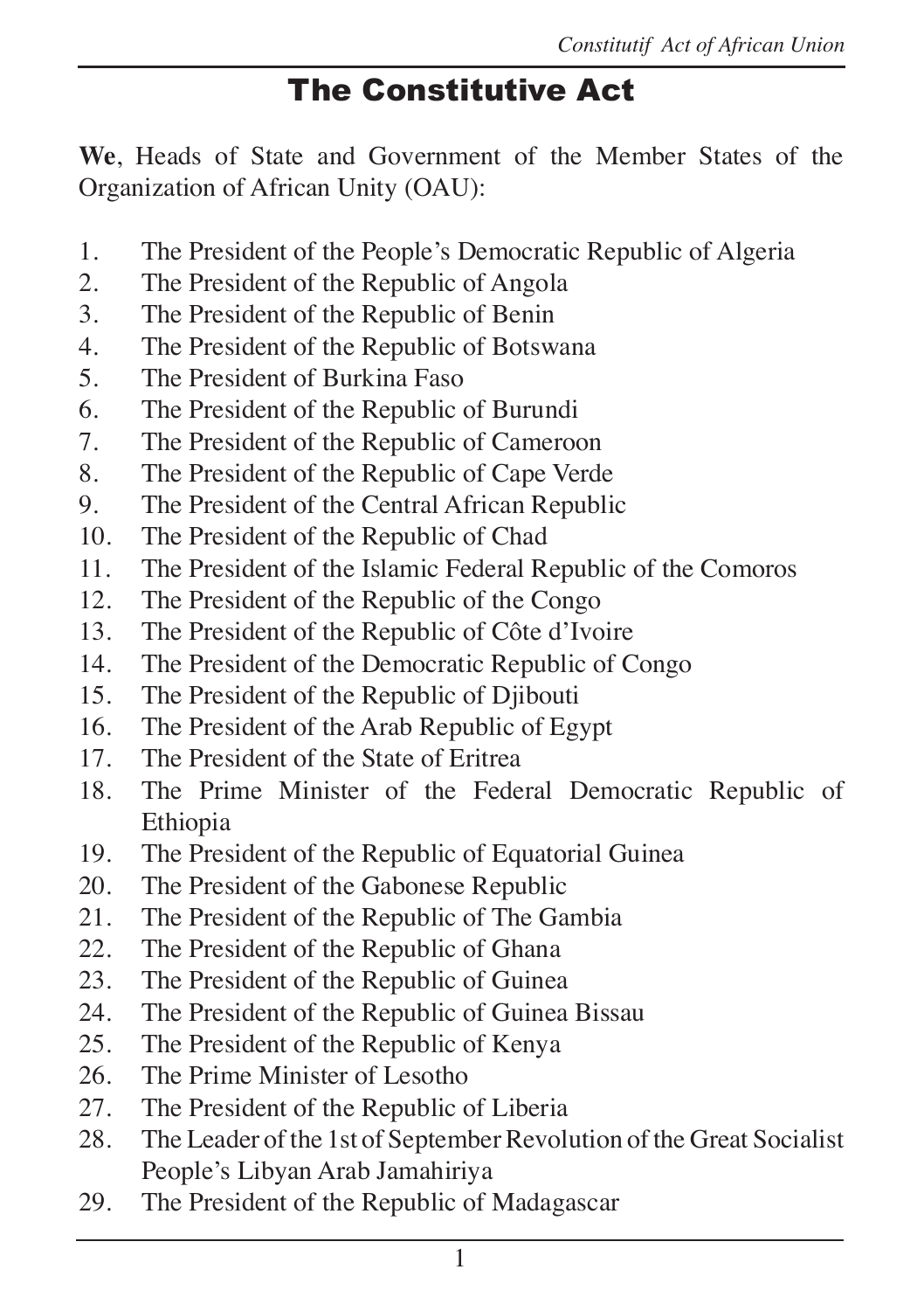# The Constitutive Act

**We**, Heads of State and Government of the Member States of the Organization of African Unity (OAU):

1. The President of the People's Democratic Republic of Algeria
2. The President of the Republic of Angola
3. The President of the Republic of Benin
4. The President of the Republic of Botswana
5. The President of Burkina Faso
6. The President of the Republic of Burundi
7. The President of the Republic of Cameroon
8. The President of the Republic of Cape Verde
9. The President of the Central African Republic
10. The President of the Republic of Chad
11. The President of the Islamic Federal Republic of the Comoros
12. The President of the Republic of the Congo
13. The President of the Republic of Côte d'Ivoire
14. The President of the Democratic Republic of Congo
15. The President of the Republic of Djibouti
16. The President of the Arab Republic of Egypt
17. The President of the State of Eritrea
18. The Prime Minister of the Federal Democratic Republic of Ethiopia
19. The President of the Republic of Equatorial Guinea
20. The President of the Gabonese Republic
21. The President of the Republic of The Gambia
22. The President of the Republic of Ghana
23. The President of the Republic of Guinea
24. The President of the Republic of Guinea Bissau
25. The President of the Republic of Kenya
26. The Prime Minister of Lesotho
27. The President of the Republic of Liberia
28. The Leader of the 1st of September Revolution of the Great Socialist People's Libyan Arab Jamahiriya
29. The President of the Republic of Madagascar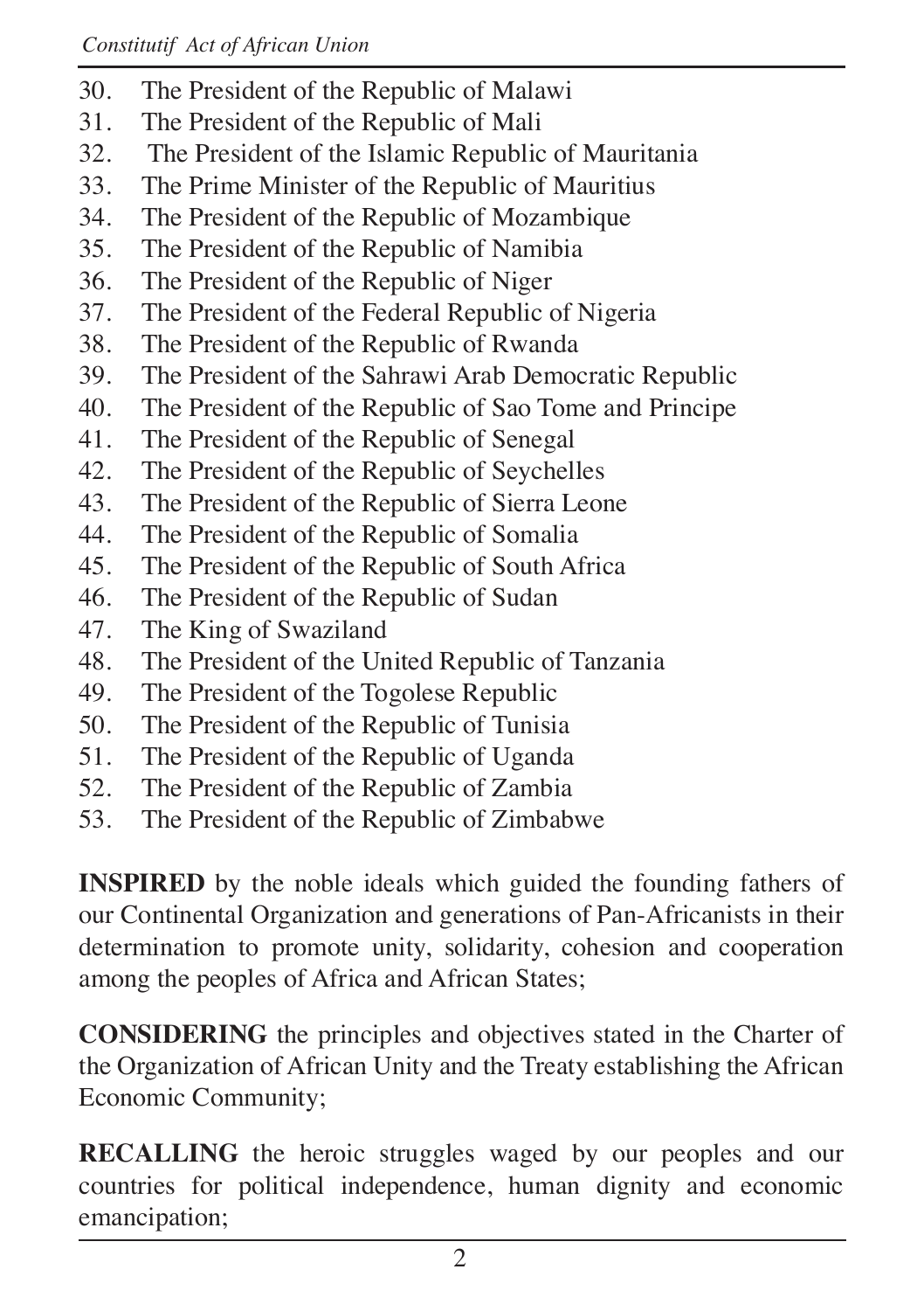30. The President of the Republic of Malawi
31. The President of the Republic of Mali
32. The President of the Islamic Republic of Mauritania
33. The Prime Minister of the Republic of Mauritius
34. The President of the Republic of Mozambique
35. The President of the Republic of Namibia
36. The President of the Republic of Niger
37. The President of the Federal Republic of Nigeria
38. The President of the Republic of Rwanda
39. The President of the Sahrawi Arab Democratic Republic
40. The President of the Republic of Sao Tome and Principe
41. The President of the Republic of Senegal
42. The President of the Republic of Seychelles
43. The President of the Republic of Sierra Leone
44. The President of the Republic of Somalia
45. The President of the Republic of South Africa
46. The President of the Republic of Sudan
47. The King of Swaziland
48. The President of the United Republic of Tanzania
49. The President of the Togolese Republic
50. The President of the Republic of Tunisia
51. The President of the Republic of Uganda
52. The President of the Republic of Zambia
53. The President of the Republic of Zimbabwe

**INSPIRED** by the noble ideals which guided the founding fathers of our Continental Organization and generations of Pan-Africanists in their determination to promote unity, solidarity, cohesion and cooperation among the peoples of Africa and African States;

**CONSIDERING** the principles and objectives stated in the Charter of the Organization of African Unity and the Treaty establishing the African Economic Community;

**RECALLING** the heroic struggles waged by our peoples and our countries for political independence, human dignity and economic emancipation;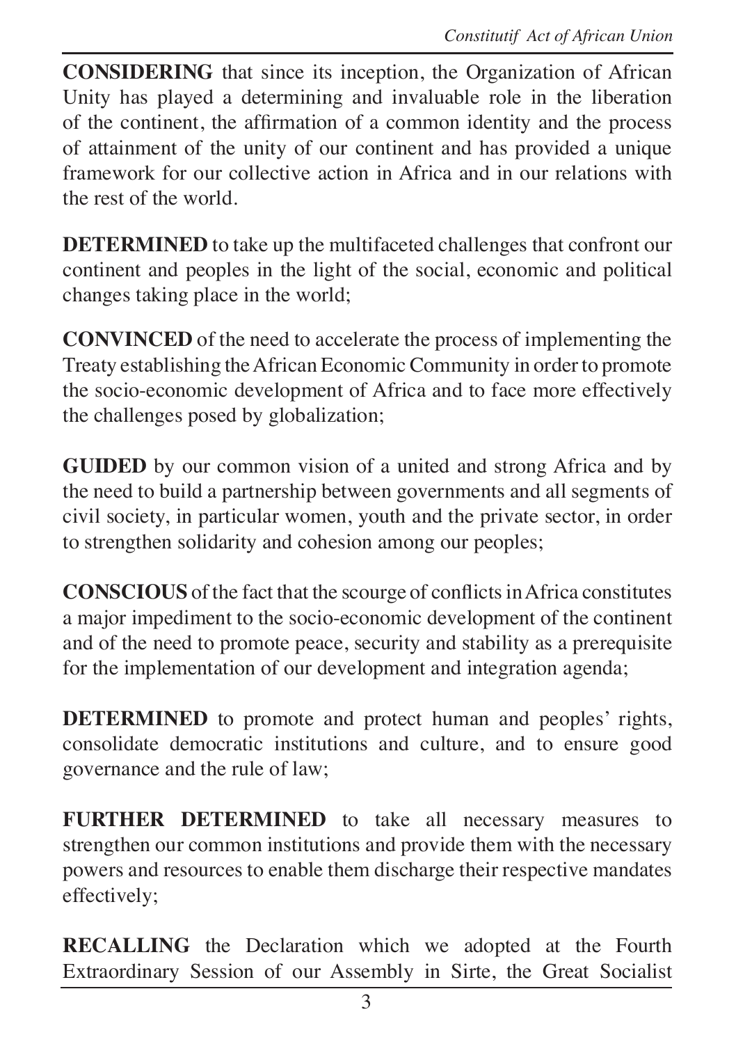**CONSIDERING** that since its inception, the Organization of African Unity has played a determining and invaluable role in the liberation of the continent, the affirmation of a common identity and the process of attainment of the unity of our continent and has provided a unique framework for our collective action in Africa and in our relations with the rest of the world.

**DETERMINED** to take up the multifaceted challenges that confront our continent and peoples in the light of the social, economic and political changes taking place in the world;

**CONVINCED** of the need to accelerate the process of implementing the Treaty establishing the African Economic Community in order to promote the socio-economic development of Africa and to face more effectively the challenges posed by globalization;

**GUIDED** by our common vision of a united and strong Africa and by the need to build a partnership between governments and all segments of civil society, in particular women, youth and the private sector, in order to strengthen solidarity and cohesion among our peoples;

**CONSCIOUS** of the fact that the scourge of conflicts in Africa constitutes a major impediment to the socio-economic development of the continent and of the need to promote peace, security and stability as a prerequisite for the implementation of our development and integration agenda;

**DETERMINED** to promote and protect human and peoples' rights, consolidate democratic institutions and culture, and to ensure good governance and the rule of law;

**FURTHER DETERMINED** to take all necessary measures to strengthen our common institutions and provide them with the necessary powers and resources to enable them discharge their respective mandates effectively;

**RECALLING** the Declaration which we adopted at the Fourth Extraordinary Session of our Assembly in Sirte, the Great Socialist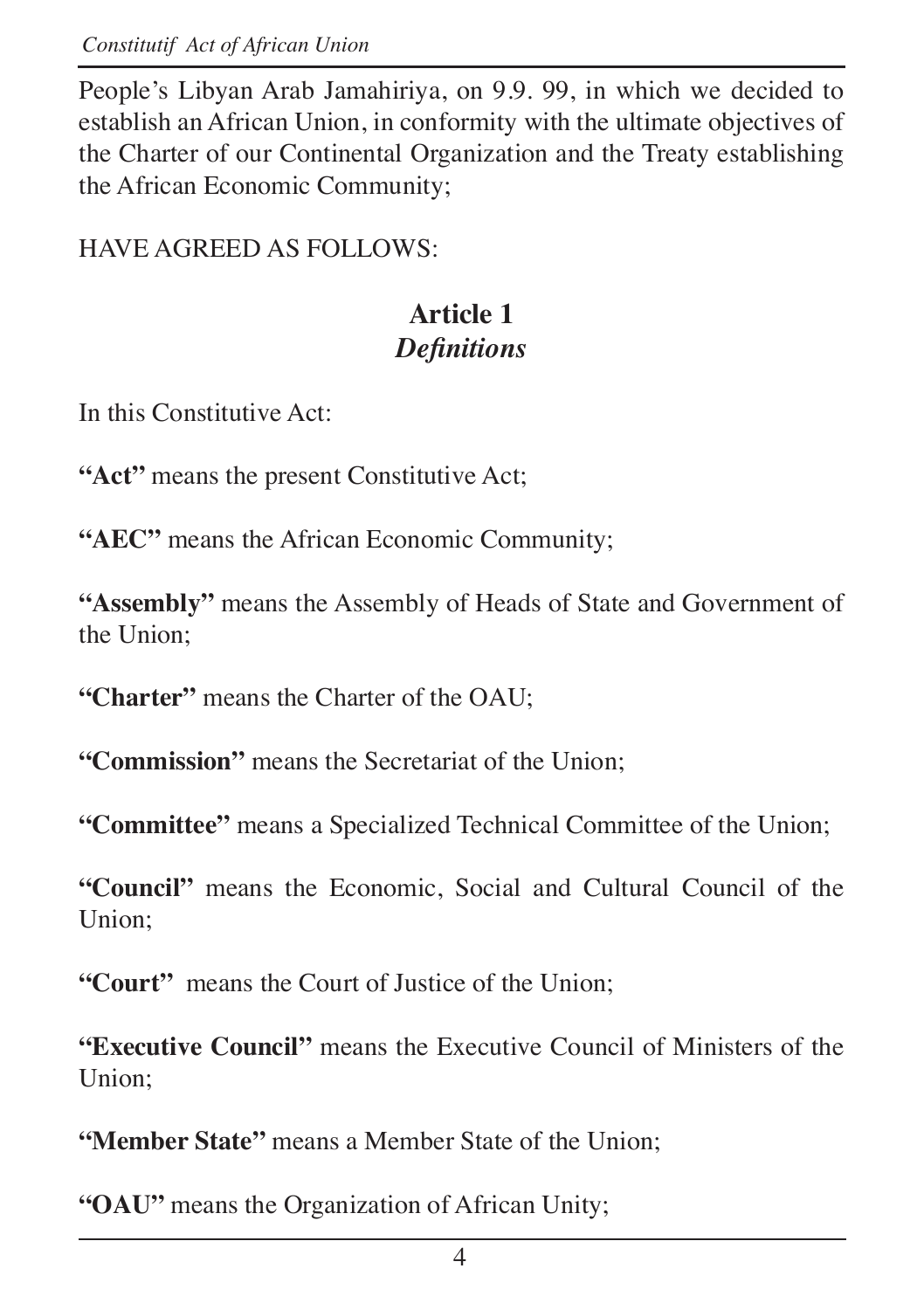People's Libyan Arab Jamahiriya, on 9.9. 99, in which we decided to establish an African Union, in conformity with the ultimate objectives of the Charter of our Continental Organization and the Treaty establishing the African Economic Community;

HAVE AGREED AS FOLLOWS:

## Article 1
### *Definitions*

In this Constitutive Act:

**"Act"** means the present Constitutive Act;

**"AEC"** means the African Economic Community;

**"Assembly"** means the Assembly of Heads of State and Government of the Union;

**"Charter"** means the Charter of the OAU;

**"Commission"** means the Secretariat of the Union;

**"Committee"** means a Specialized Technical Committee of the Union;

**"Council"** means the Economic, Social and Cultural Council of the Union;

**"Court"** means the Court of Justice of the Union;

**"Executive Council"** means the Executive Council of Ministers of the Union;

**"Member State"** means a Member State of the Union;

**"OAU"** means the Organization of African Unity;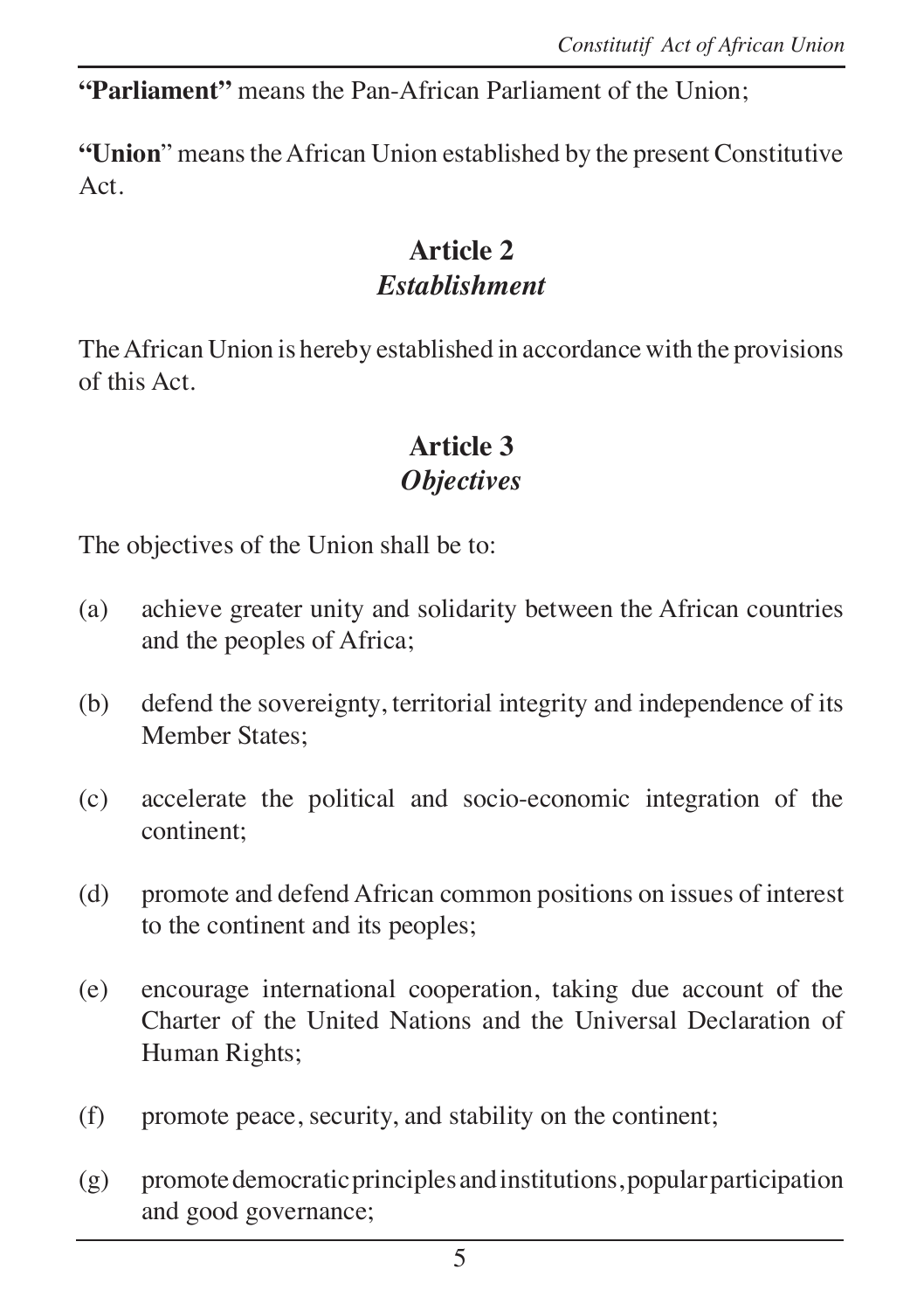**"Parliament"** means the Pan-African Parliament of the Union;

**"Union**" means the African Union established by the present Constitutive Act.

## Article 2
### *Establishment*

The African Union is hereby established in accordance with the provisions of this Act.

## Article 3
### *Objectives*

The objectives of the Union shall be to:

(a) achieve greater unity and solidarity between the African countries and the peoples of Africa;

(b) defend the sovereignty, territorial integrity and independence of its Member States;

(c) accelerate the political and socio-economic integration of the continent;

(d) promote and defend African common positions on issues of interest to the continent and its peoples;

(e) encourage international cooperation, taking due account of the Charter of the United Nations and the Universal Declaration of Human Rights;

(f) promote peace, security, and stability on the continent;

(g) promote democratic principles and institutions, popular participation and good governance;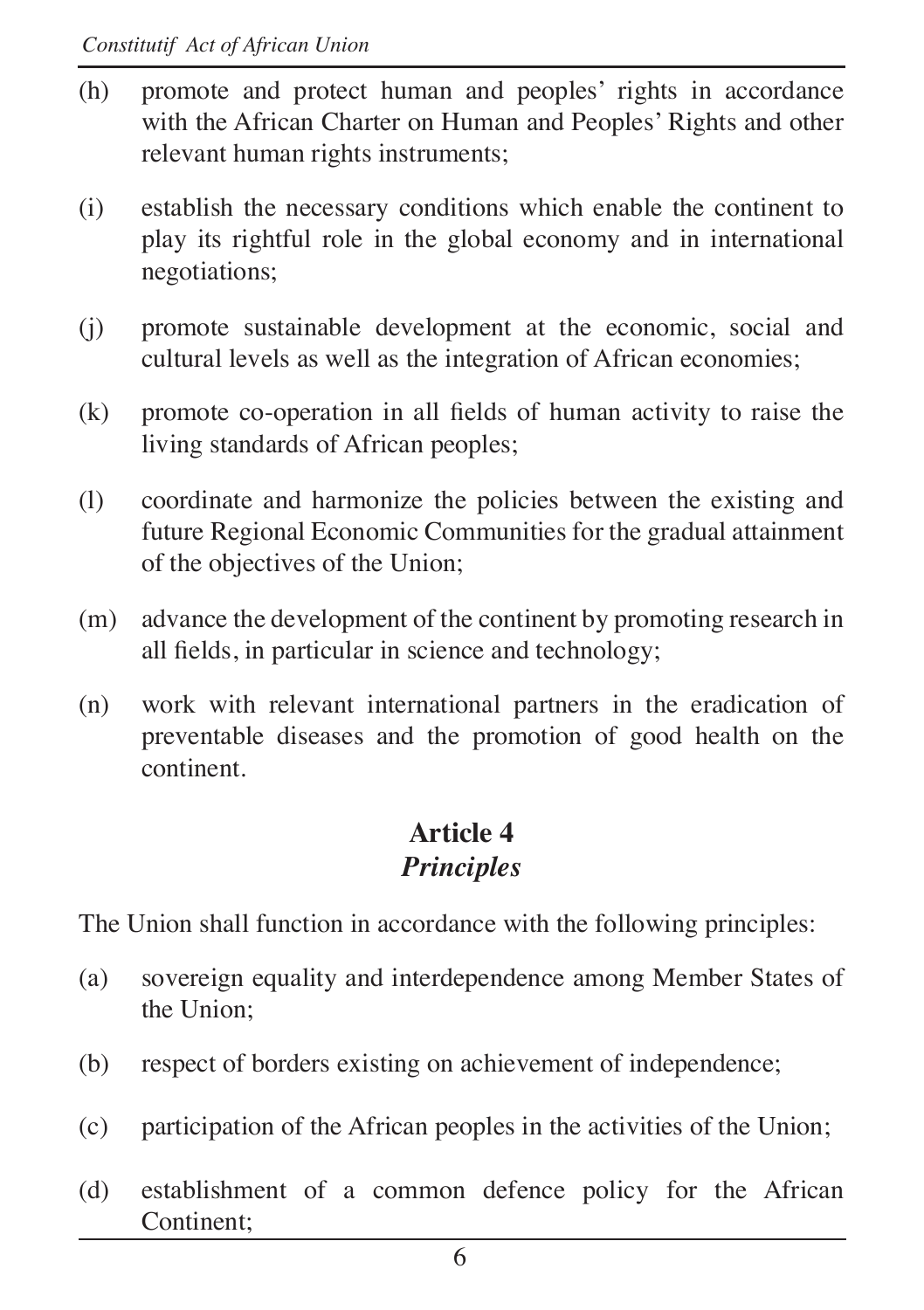(h) promote and protect human and peoples' rights in accordance with the African Charter on Human and Peoples' Rights and other relevant human rights instruments;

(i) establish the necessary conditions which enable the continent to play its rightful role in the global economy and in international negotiations;

(j) promote sustainable development at the economic, social and cultural levels as well as the integration of African economies;

(k) promote co-operation in all fields of human activity to raise the living standards of African peoples;

(l) coordinate and harmonize the policies between the existing and future Regional Economic Communities for the gradual attainment of the objectives of the Union;

(m) advance the development of the continent by promoting research in all fields, in particular in science and technology;

(n) work with relevant international partners in the eradication of preventable diseases and the promotion of good health on the continent.

## Article 4
### *Principles*

The Union shall function in accordance with the following principles:

(a) sovereign equality and interdependence among Member States of the Union;

(b) respect of borders existing on achievement of independence;

(c) participation of the African peoples in the activities of the Union;

(d) establishment of a common defence policy for the African Continent;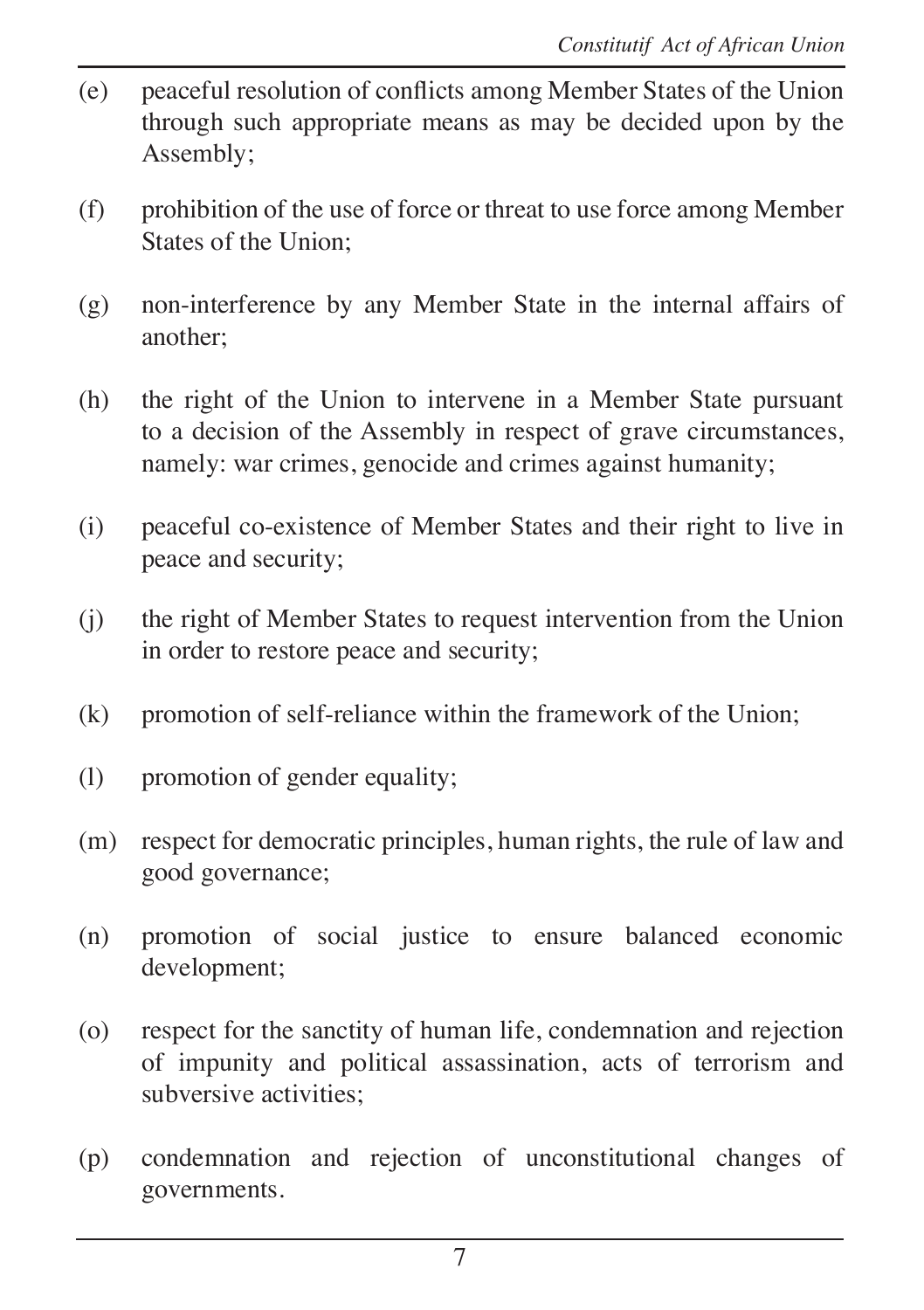(e) peaceful resolution of conflicts among Member States of the Union through such appropriate means as may be decided upon by the Assembly;

(f) prohibition of the use of force or threat to use force among Member States of the Union;

(g) non-interference by any Member State in the internal affairs of another;

(h) the right of the Union to intervene in a Member State pursuant to a decision of the Assembly in respect of grave circumstances, namely: war crimes, genocide and crimes against humanity;

(i) peaceful co-existence of Member States and their right to live in peace and security;

(j) the right of Member States to request intervention from the Union in order to restore peace and security;

(k) promotion of self-reliance within the framework of the Union;

(l) promotion of gender equality;

(m) respect for democratic principles, human rights, the rule of law and good governance;

(n) promotion of social justice to ensure balanced economic development;

(o) respect for the sanctity of human life, condemnation and rejection of impunity and political assassination, acts of terrorism and subversive activities;

(p) condemnation and rejection of unconstitutional changes of governments.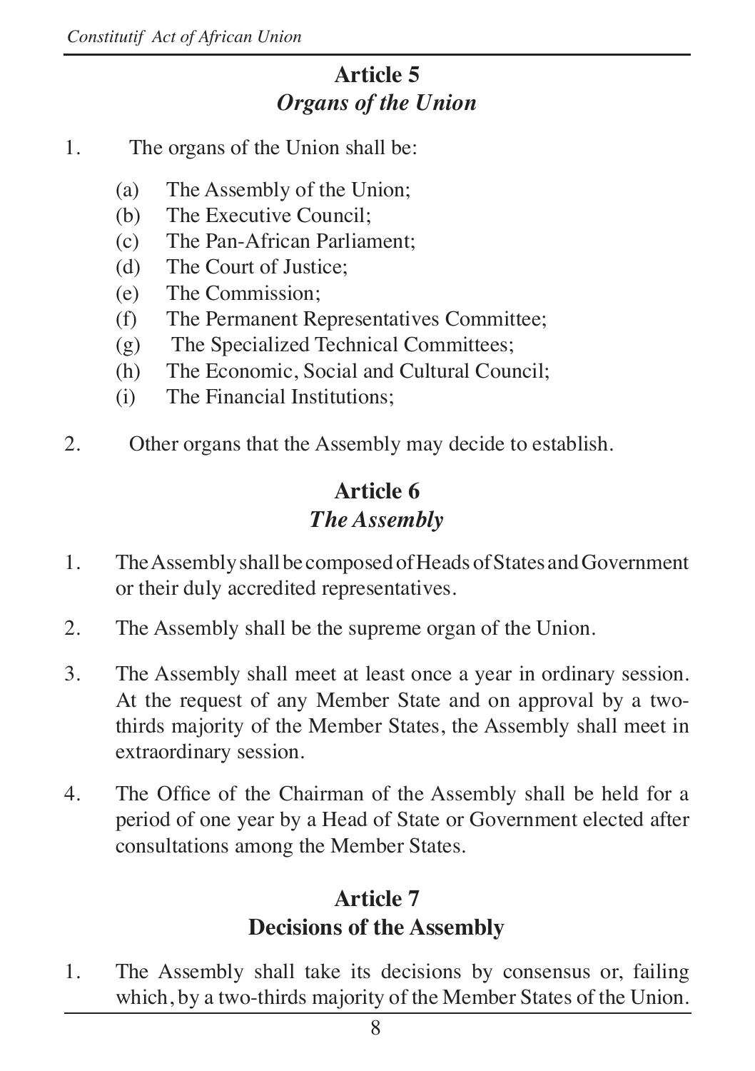## Article 5
### *Organs of the Union*

1. The organs of the Union shall be:

   (a) The Assembly of the Union;
   (b) The Executive Council;
   (c) The Pan-African Parliament;
   (d) The Court of Justice;
   (e) The Commission;
   (f) The Permanent Representatives Committee;
   (g) The Specialized Technical Committees;
   (h) The Economic, Social and Cultural Council;
   (i) The Financial Institutions;

2. Other organs that the Assembly may decide to establish.

## Article 6
### *The Assembly*

1. The Assembly shall be composed of Heads of States and Government or their duly accredited representatives.

2. The Assembly shall be the supreme organ of the Union.

3. The Assembly shall meet at least once a year in ordinary session. At the request of any Member State and on approval by a two-thirds majority of the Member States, the Assembly shall meet in extraordinary session.

4. The Office of the Chairman of the Assembly shall be held for a period of one year by a Head of State or Government elected after consultations among the Member States.

## Article 7
### Decisions of the Assembly

1. The Assembly shall take its decisions by consensus or, failing which, by a two-thirds majority of the Member States of the Union.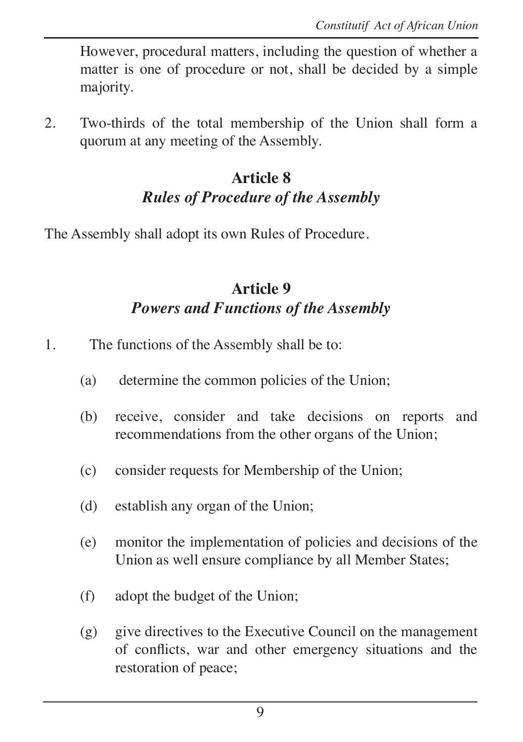However, procedural matters, including the question of whether a matter is one of procedure or not, shall be decided by a simple majority.

2. Two-thirds of the total membership of the Union shall form a quorum at any meeting of the Assembly.

## Article 8
### *Rules of Procedure of the Assembly*

The Assembly shall adopt its own Rules of Procedure.

## Article 9
### *Powers and Functions of the Assembly*

1. The functions of the Assembly shall be to:

   (a) determine the common policies of the Union;

   (b) receive, consider and take decisions on reports and recommendations from the other organs of the Union;

   (c) consider requests for Membership of the Union;

   (d) establish any organ of the Union;

   (e) monitor the implementation of policies and decisions of the Union as well ensure compliance by all Member States;

   (f) adopt the budget of the Union;

   (g) give directives to the Executive Council on the management of conflicts, war and other emergency situations and the restoration of peace;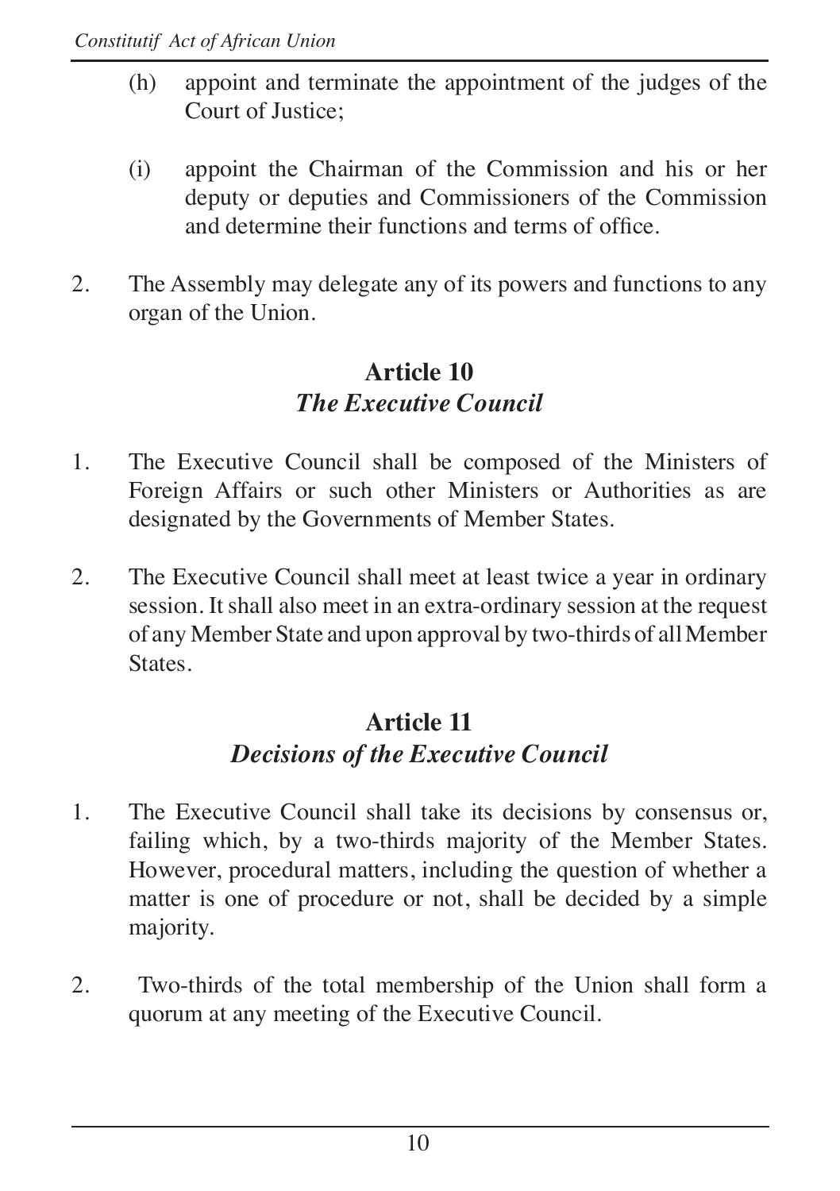(h) appoint and terminate the appointment of the judges of the Court of Justice;

(i) appoint the Chairman of the Commission and his or her deputy or deputies and Commissioners of the Commission and determine their functions and terms of office.

2. The Assembly may delegate any of its powers and functions to any organ of the Union.

## Article 10
### *The Executive Council*

1. The Executive Council shall be composed of the Ministers of Foreign Affairs or such other Ministers or Authorities as are designated by the Governments of Member States.

2. The Executive Council shall meet at least twice a year in ordinary session. It shall also meet in an extra-ordinary session at the request of any Member State and upon approval by two-thirds of all Member States.

## Article 11
### *Decisions of the Executive Council*

1. The Executive Council shall take its decisions by consensus or, failing which, by a two-thirds majority of the Member States. However, procedural matters, including the question of whether a matter is one of procedure or not, shall be decided by a simple majority.

2. Two-thirds of the total membership of the Union shall form a quorum at any meeting of the Executive Council.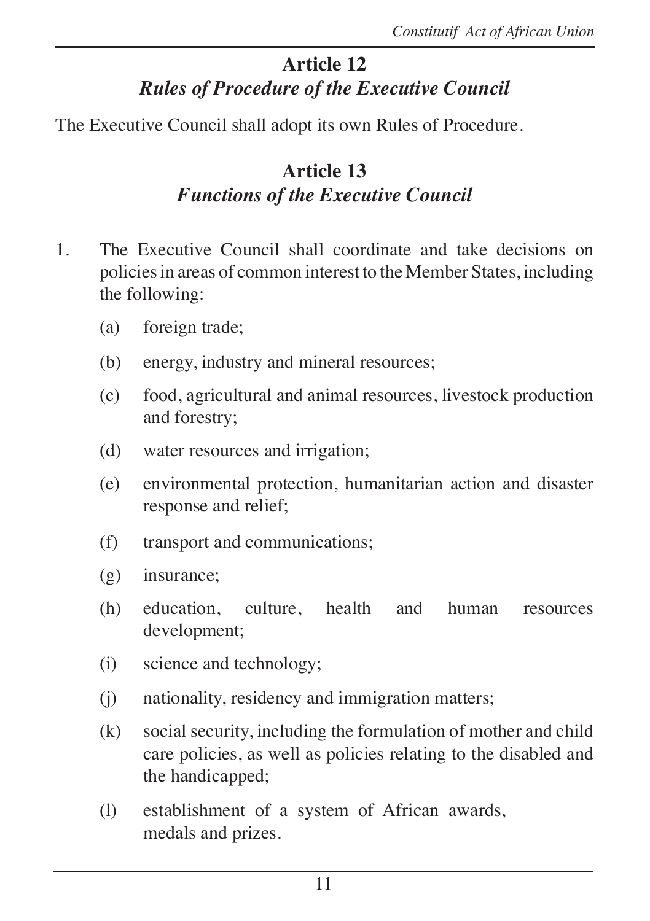## Article 12
### *Rules of Procedure of the Executive Council*

The Executive Council shall adopt its own Rules of Procedure.

## Article 13
### *Functions of the Executive Council*

1. The Executive Council shall coordinate and take decisions on policies in areas of common interest to the Member States, including the following:

   (a) foreign trade;

   (b) energy, industry and mineral resources;

   (c) food, agricultural and animal resources, livestock production and forestry;

   (d) water resources and irrigation;

   (e) environmental protection, humanitarian action and disaster response and relief;

   (f) transport and communications;

   (g) insurance;

   (h) education, culture, health and human resources development;

   (i) science and technology;

   (j) nationality, residency and immigration matters;

   (k) social security, including the formulation of mother and child care policies, as well as policies relating to the disabled and the handicapped;

   (l) establishment of a system of African awards, medals and prizes.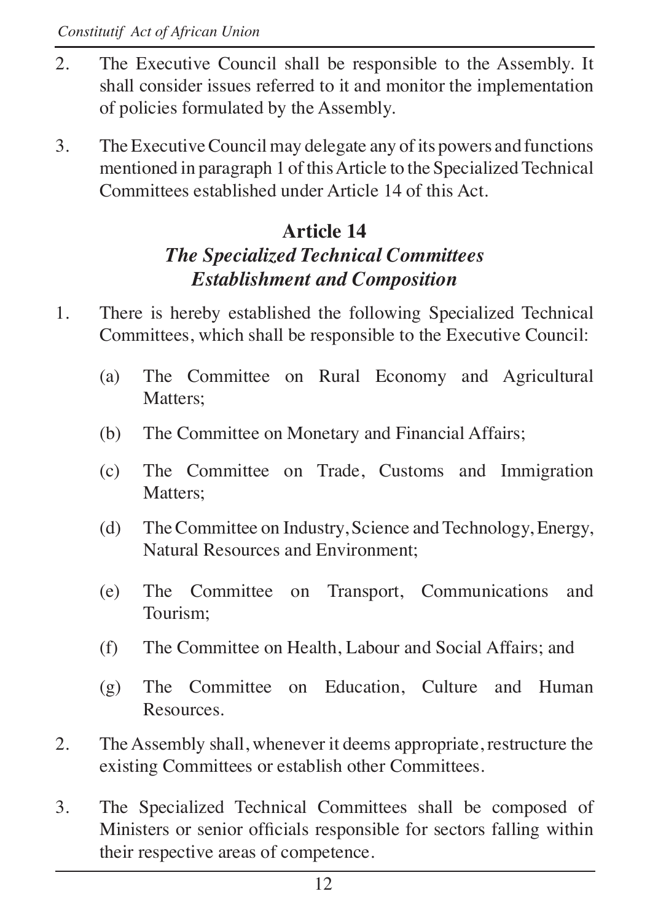2. The Executive Council shall be responsible to the Assembly. It shall consider issues referred to it and monitor the implementation of policies formulated by the Assembly.

3. The Executive Council may delegate any of its powers and functions mentioned in paragraph 1 of this Article to the Specialized Technical Committees established under Article 14 of this Act.

## Article 14
### *The Specialized Technical Committees Establishment and Composition*

1. There is hereby established the following Specialized Technical Committees, which shall be responsible to the Executive Council:

   (a) The Committee on Rural Economy and Agricultural Matters;

   (b) The Committee on Monetary and Financial Affairs;

   (c) The Committee on Trade, Customs and Immigration Matters;

   (d) The Committee on Industry, Science and Technology, Energy, Natural Resources and Environment;

   (e) The Committee on Transport, Communications and Tourism;

   (f) The Committee on Health, Labour and Social Affairs; and

   (g) The Committee on Education, Culture and Human Resources.

2. The Assembly shall, whenever it deems appropriate, restructure the existing Committees or establish other Committees.

3. The Specialized Technical Committees shall be composed of Ministers or senior officials responsible for sectors falling within their respective areas of competence.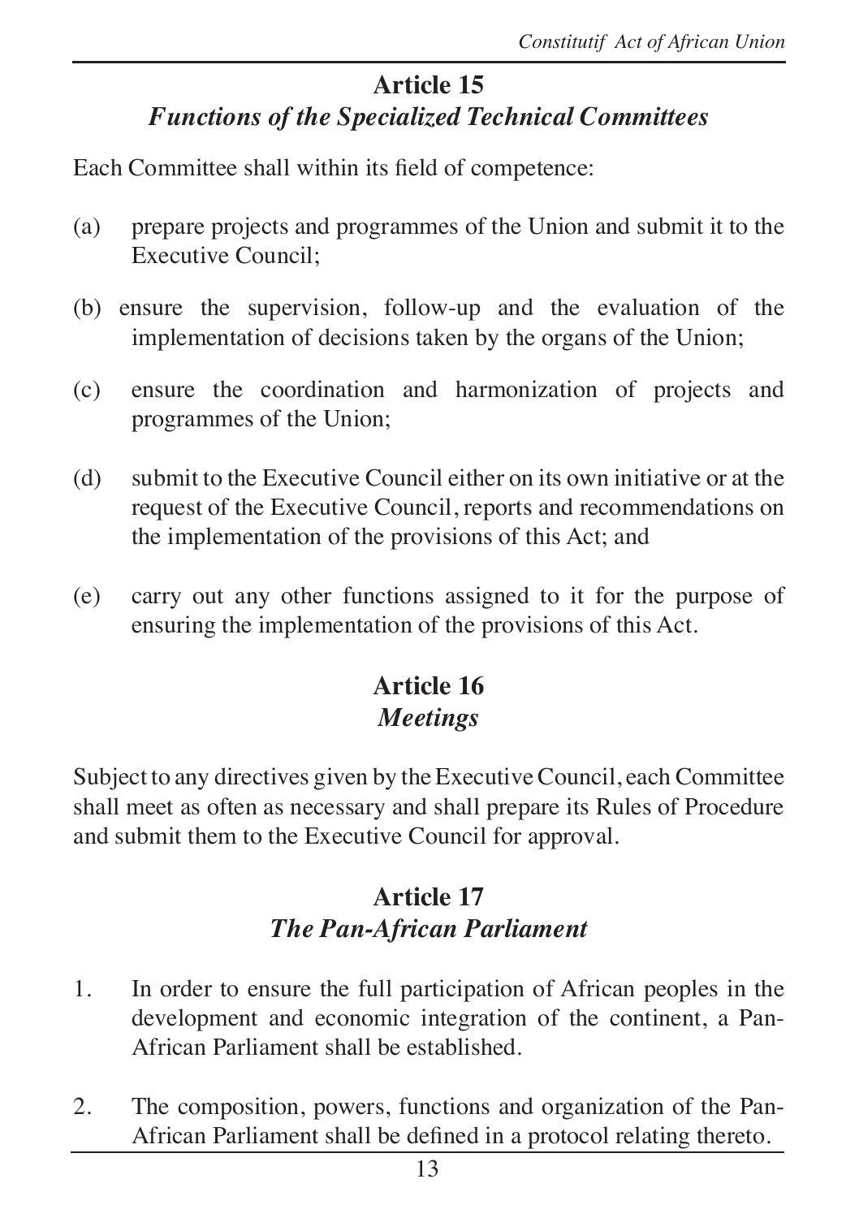## Article 15
### *Functions of the Specialized Technical Committees*

Each Committee shall within its field of competence:

(a) prepare projects and programmes of the Union and submit it to the Executive Council;

(b) ensure the supervision, follow-up and the evaluation of the implementation of decisions taken by the organs of the Union;

(c) ensure the coordination and harmonization of projects and programmes of the Union;

(d) submit to the Executive Council either on its own initiative or at the request of the Executive Council, reports and recommendations on the implementation of the provisions of this Act; and

(e) carry out any other functions assigned to it for the purpose of ensuring the implementation of the provisions of this Act.

## Article 16
### *Meetings*

Subject to any directives given by the Executive Council, each Committee shall meet as often as necessary and shall prepare its Rules of Procedure and submit them to the Executive Council for approval.

## Article 17
### *The Pan-African Parliament*

1. In order to ensure the full participation of African peoples in the development and economic integration of the continent, a Pan-African Parliament shall be established.

2. The composition, powers, functions and organization of the Pan-African Parliament shall be defined in a protocol relating thereto.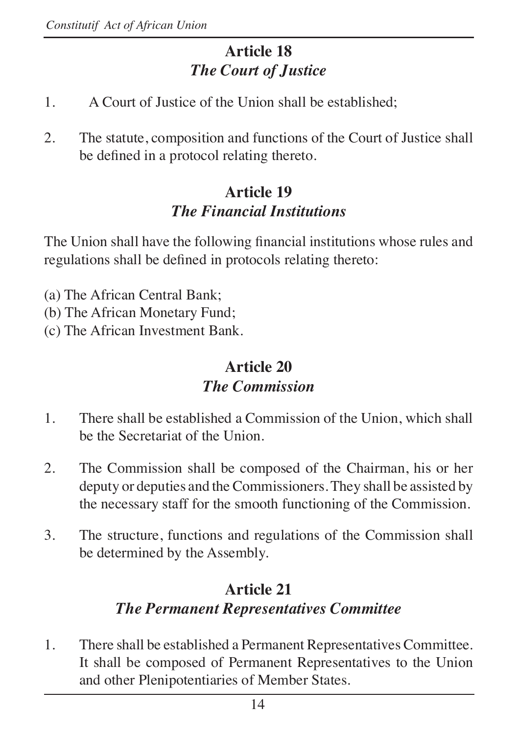## Article 18
### *The Court of Justice*

1. A Court of Justice of the Union shall be established;

2. The statute, composition and functions of the Court of Justice shall be defined in a protocol relating thereto.

## Article 19
### *The Financial Institutions*

The Union shall have the following financial institutions whose rules and regulations shall be defined in protocols relating thereto:

(a) The African Central Bank;
(b) The African Monetary Fund;
(c) The African Investment Bank.

## Article 20
### *The Commission*

1. There shall be established a Commission of the Union, which shall be the Secretariat of the Union.

2. The Commission shall be composed of the Chairman, his or her deputy or deputies and the Commissioners. They shall be assisted by the necessary staff for the smooth functioning of the Commission.

3. The structure, functions and regulations of the Commission shall be determined by the Assembly.

## Article 21
### *The Permanent Representatives Committee*

1. There shall be established a Permanent Representatives Committee. It shall be composed of Permanent Representatives to the Union and other Plenipotentiaries of Member States.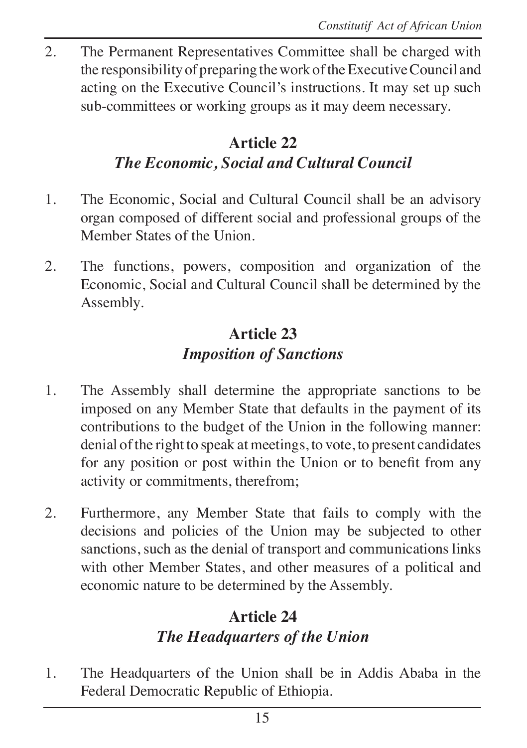2. The Permanent Representatives Committee shall be charged with the responsibility of preparing the work of the Executive Council and acting on the Executive Council's instructions. It may set up such sub-committees or working groups as it may deem necessary.

## Article 22
### *The Economic, Social and Cultural Council*

1. The Economic, Social and Cultural Council shall be an advisory organ composed of different social and professional groups of the Member States of the Union.

2. The functions, powers, composition and organization of the Economic, Social and Cultural Council shall be determined by the Assembly.

## Article 23
### *Imposition of Sanctions*

1. The Assembly shall determine the appropriate sanctions to be imposed on any Member State that defaults in the payment of its contributions to the budget of the Union in the following manner: denial of the right to speak at meetings, to vote, to present candidates for any position or post within the Union or to benefit from any activity or commitments, therefrom;

2. Furthermore, any Member State that fails to comply with the decisions and policies of the Union may be subjected to other sanctions, such as the denial of transport and communications links with other Member States, and other measures of a political and economic nature to be determined by the Assembly.

## Article 24
### *The Headquarters of the Union*

1. The Headquarters of the Union shall be in Addis Ababa in the Federal Democratic Republic of Ethiopia.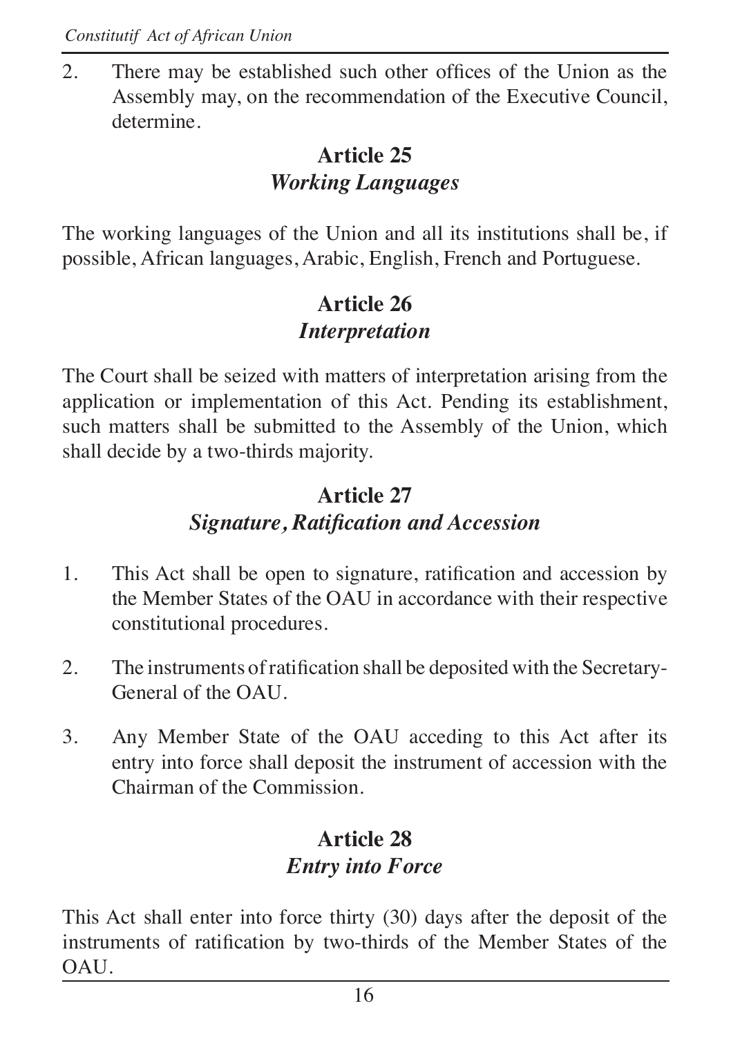2. There may be established such other offices of the Union as the Assembly may, on the recommendation of the Executive Council, determine.

## Article 25
### *Working Languages*

The working languages of the Union and all its institutions shall be, if possible, African languages, Arabic, English, French and Portuguese.

## Article 26
### *Interpretation*

The Court shall be seized with matters of interpretation arising from the application or implementation of this Act. Pending its establishment, such matters shall be submitted to the Assembly of the Union, which shall decide by a two-thirds majority.

## Article 27
### *Signature, Ratification and Accession*

1. This Act shall be open to signature, ratification and accession by the Member States of the OAU in accordance with their respective constitutional procedures.

2. The instruments of ratification shall be deposited with the Secretary-General of the OAU.

3. Any Member State of the OAU acceding to this Act after its entry into force shall deposit the instrument of accession with the Chairman of the Commission.

## Article 28
### *Entry into Force*

This Act shall enter into force thirty (30) days after the deposit of the instruments of ratification by two-thirds of the Member States of the OAU.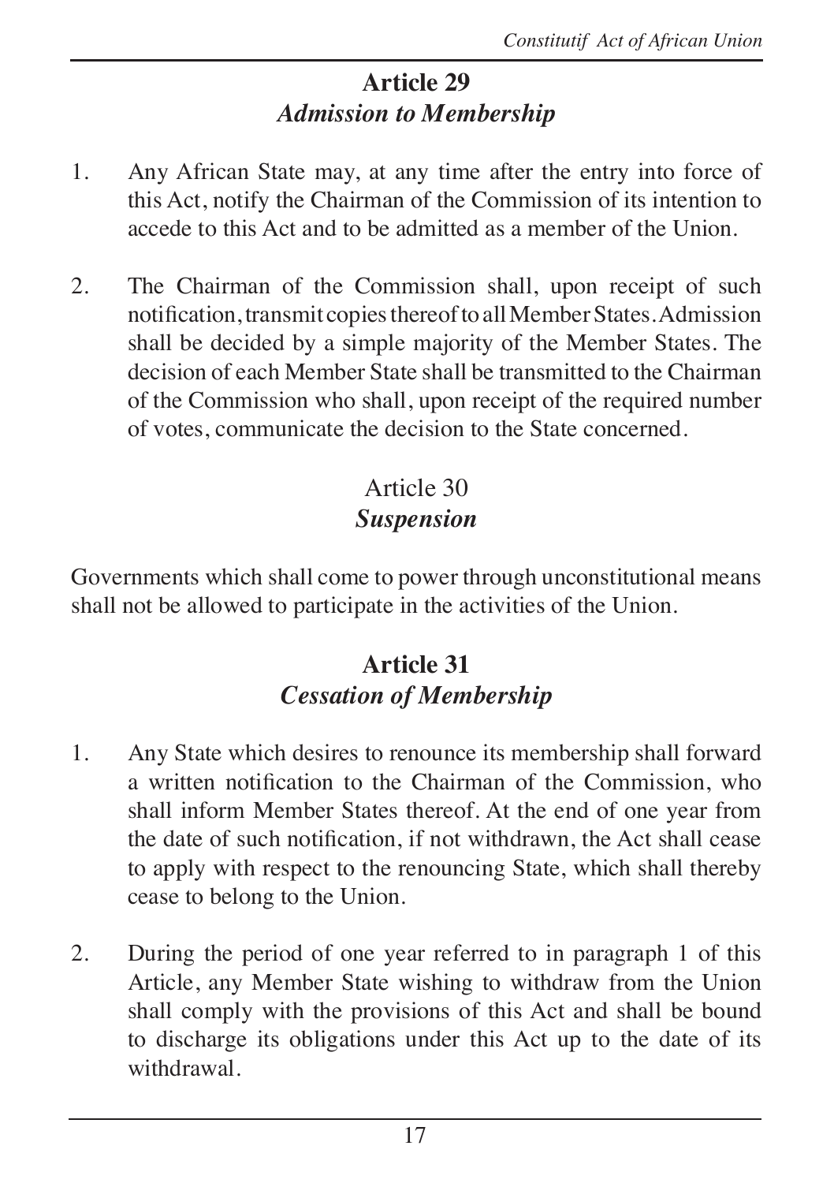## Article 29
### *Admission to Membership*

1. Any African State may, at any time after the entry into force of this Act, notify the Chairman of the Commission of its intention to accede to this Act and to be admitted as a member of the Union.

2. The Chairman of the Commission shall, upon receipt of such notification, transmit copies thereof to all Member States. Admission shall be decided by a simple majority of the Member States. The decision of each Member State shall be transmitted to the Chairman of the Commission who shall, upon receipt of the required number of votes, communicate the decision to the State concerned.

## Article 30
### *Suspension*

Governments which shall come to power through unconstitutional means shall not be allowed to participate in the activities of the Union.

## Article 31
### *Cessation of Membership*

1. Any State which desires to renounce its membership shall forward a written notification to the Chairman of the Commission, who shall inform Member States thereof. At the end of one year from the date of such notification, if not withdrawn, the Act shall cease to apply with respect to the renouncing State, which shall thereby cease to belong to the Union.

2. During the period of one year referred to in paragraph 1 of this Article, any Member State wishing to withdraw from the Union shall comply with the provisions of this Act and shall be bound to discharge its obligations under this Act up to the date of its withdrawal.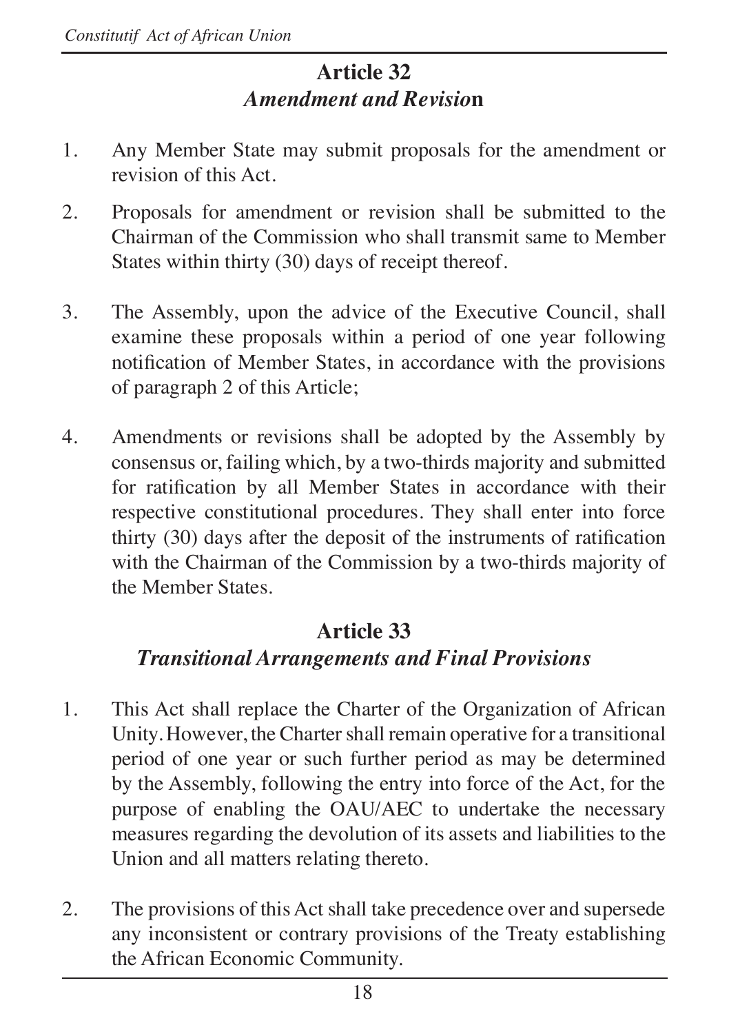## Article 32
### *Amendment and Revision*

1. Any Member State may submit proposals for the amendment or revision of this Act.

2. Proposals for amendment or revision shall be submitted to the Chairman of the Commission who shall transmit same to Member States within thirty (30) days of receipt thereof.

3. The Assembly, upon the advice of the Executive Council, shall examine these proposals within a period of one year following notification of Member States, in accordance with the provisions of paragraph 2 of this Article;

4. Amendments or revisions shall be adopted by the Assembly by consensus or, failing which, by a two-thirds majority and submitted for ratification by all Member States in accordance with their respective constitutional procedures. They shall enter into force thirty (30) days after the deposit of the instruments of ratification with the Chairman of the Commission by a two-thirds majority of the Member States.

## Article 33
### *Transitional Arrangements and Final Provisions*

1. This Act shall replace the Charter of the Organization of African Unity. However, the Charter shall remain operative for a transitional period of one year or such further period as may be determined by the Assembly, following the entry into force of the Act, for the purpose of enabling the OAU/AEC to undertake the necessary measures regarding the devolution of its assets and liabilities to the Union and all matters relating thereto.

2. The provisions of this Act shall take precedence over and supersede any inconsistent or contrary provisions of the Treaty establishing the African Economic Community.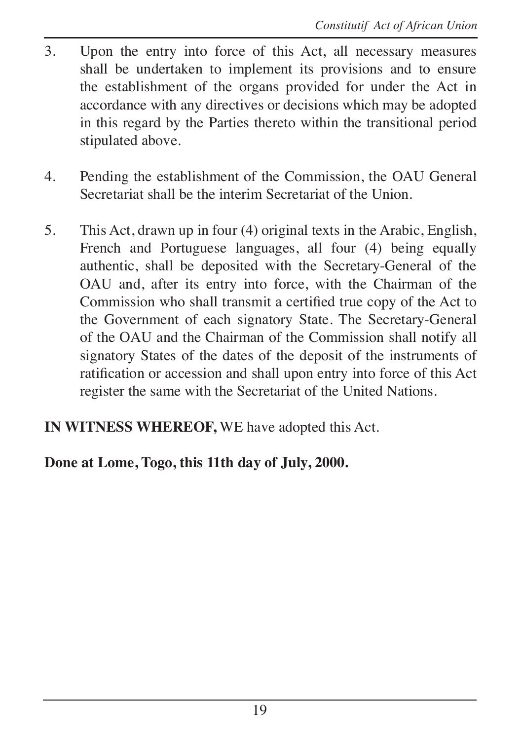3. Upon the entry into force of this Act, all necessary measures shall be undertaken to implement its provisions and to ensure the establishment of the organs provided for under the Act in accordance with any directives or decisions which may be adopted in this regard by the Parties thereto within the transitional period stipulated above.

4. Pending the establishment of the Commission, the OAU General Secretariat shall be the interim Secretariat of the Union.

5. This Act, drawn up in four (4) original texts in the Arabic, English, French and Portuguese languages, all four (4) being equally authentic, shall be deposited with the Secretary-General of the OAU and, after its entry into force, with the Chairman of the Commission who shall transmit a certified true copy of the Act to the Government of each signatory State. The Secretary-General of the OAU and the Chairman of the Commission shall notify all signatory States of the dates of the deposit of the instruments of ratification or accession and shall upon entry into force of this Act register the same with the Secretariat of the United Nations.

**IN WITNESS WHEREOF,** WE have adopted this Act.

**Done at Lome, Togo, this 11th day of July, 2000.**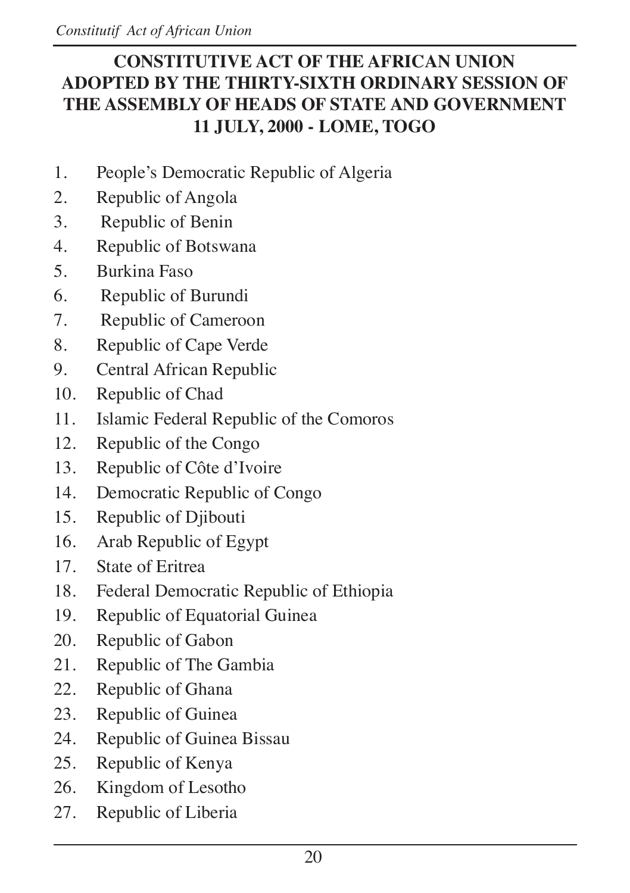**CONSTITUTIVE ACT OF THE AFRICAN UNION ADOPTED BY THE THIRTY-SIXTH ORDINARY SESSION OF THE ASSEMBLY OF HEADS OF STATE AND GOVERNMENT 11 JULY, 2000 - LOME, TOGO**

1. People's Democratic Republic of Algeria
2. Republic of Angola
3. Republic of Benin
4. Republic of Botswana
5. Burkina Faso
6. Republic of Burundi
7. Republic of Cameroon
8. Republic of Cape Verde
9. Central African Republic
10. Republic of Chad
11. Islamic Federal Republic of the Comoros
12. Republic of the Congo
13. Republic of Côte d'Ivoire
14. Democratic Republic of Congo
15. Republic of Djibouti
16. Arab Republic of Egypt
17. State of Eritrea
18. Federal Democratic Republic of Ethiopia
19. Republic of Equatorial Guinea
20. Republic of Gabon
21. Republic of The Gambia
22. Republic of Ghana
23. Republic of Guinea
24. Republic of Guinea Bissau
25. Republic of Kenya
26. Kingdom of Lesotho
27. Republic of Liberia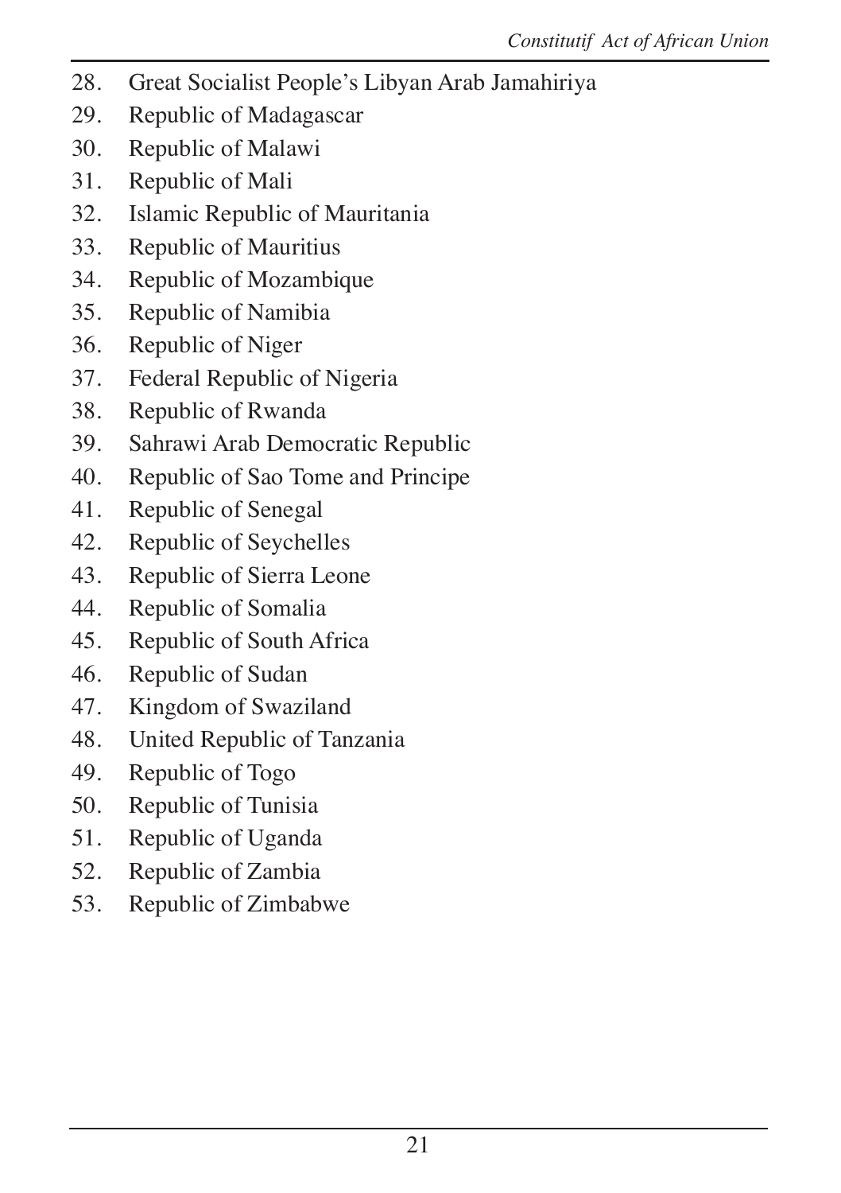28. Great Socialist People's Libyan Arab Jamahiriya
29. Republic of Madagascar
30. Republic of Malawi
31. Republic of Mali
32. Islamic Republic of Mauritania
33. Republic of Mauritius
34. Republic of Mozambique
35. Republic of Namibia
36. Republic of Niger
37. Federal Republic of Nigeria
38. Republic of Rwanda
39. Sahrawi Arab Democratic Republic
40. Republic of Sao Tome and Principe
41. Republic of Senegal
42. Republic of Seychelles
43. Republic of Sierra Leone
44. Republic of Somalia
45. Republic of South Africa
46. Republic of Sudan
47. Kingdom of Swaziland
48. United Republic of Tanzania
49. Republic of Togo
50. Republic of Tunisia
51. Republic of Uganda
52. Republic of Zambia
53. Republic of Zimbabwe